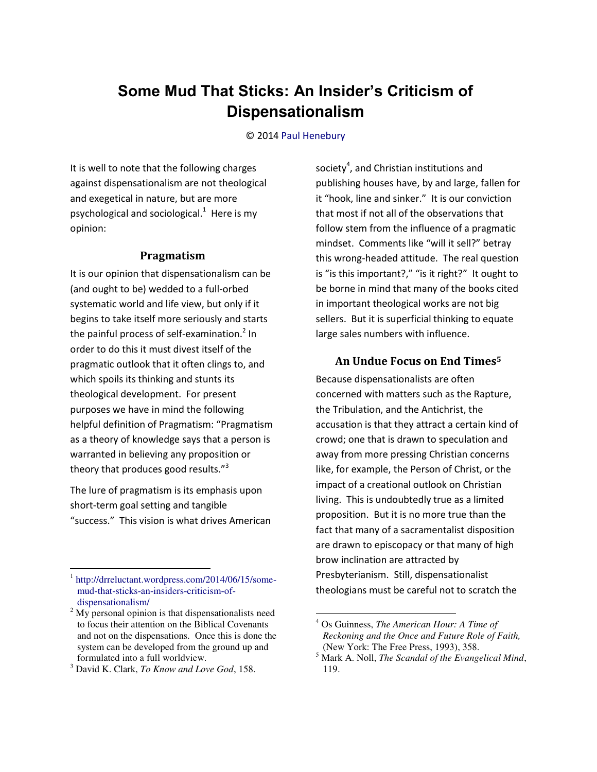# Some Mud That Sticks: An Insider's Criticism of Dispensationalism

© 2014 Paul Henebury

It is well to note that the following charges against dispensationalism are not theological and exegetical in nature, but are more psychological and sociological.[1] Here is my opinion:

## Pragmatism

It is our opinion that dispensationalism can be (and ought to be) wedded to a full-orbed systematic world and life view, but only if it begins to take itself more seriously and starts the painful process of self-examination.[2] In order to do this it must divest itself of the pragmatic outlook that it often clings to, and which spoils its thinking and stunts its theological development. For present purposes we have in mind the following helpful definition of Pragmatism: "Pragmatism as a theory of knowledge says that a person is warranted in believing any proposition or theory that produces good results."[3]

The lure of pragmatism is its emphasis upon short-term goal setting and tangible "success." This vision is what drives American society[4], and Christian institutions and publishing houses have, by and large, fallen for it "hook, line and sinker." It is our conviction that most if not all of the observations that follow stem from the influence of a pragmatic mindset. Comments like "will it sell?" betray this wrong-headed attitude. The real question is "is this important?," "is it right?" It ought to be borne in mind that many of the books cited in important theological works are not big sellers. But it is superficial thinking to equate large sales numbers with influence.

## An Undue Focus on End Times[5]

Because dispensationalists are often concerned with matters such as the Rapture, the Tribulation, and the Antichrist, the accusation is that they attract a certain kind of crowd; one that is drawn to speculation and away from more pressing Christian concerns like, for example, the Person of Christ, or the impact of a creational outlook on Christian living. This is undoubtedly true as a limited proposition. But it is no more true than the fact that many of a sacramentalist disposition are drawn to episcopacy or that many of high brow inclination are attracted by Presbyterianism. Still, dispensationalist theologians must be careful not to scratch the

---

[1] http://drreluctant.wordpress.com/2014/06/15/some-mud-that-sticks-an-insiders-criticism-of-dispensationalism/

[2] My personal opinion is that dispensationalists need to focus their attention on the Biblical Covenants and not on the dispensations. Once this is done the system can be developed from the ground up and formulated into a full worldview.

[3] David K. Clark, *To Know and Love God*, 158.

[4] Os Guinness, *The American Hour: A Time of Reckoning and the Once and Future Role of Faith,* (New York: The Free Press, 1993), 358.

[5] Mark A. Noll, *The Scandal of the Evangelical Mind*, 119.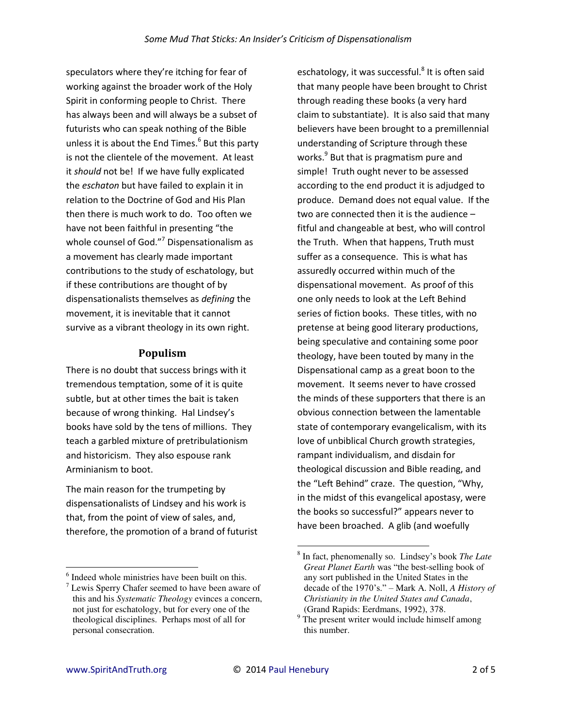speculators where they're itching for fear of working against the broader work of the Holy Spirit in conforming people to Christ. There has always been and will always be a subset of futurists who can speak nothing of the Bible unless it is about the End Times.[6] But this party is not the clientele of the movement. At least it *should* not be! If we have fully explicated the *eschaton* but have failed to explain it in relation to the Doctrine of God and His Plan then there is much work to do. Too often we have not been faithful in presenting "the whole counsel of God."[7] Dispensationalism as a movement has clearly made important contributions to the study of eschatology, but if these contributions are thought of by dispensationalists themselves as *defining* the movement, it is inevitable that it cannot survive as a vibrant theology in its own right.

## Populism

There is no doubt that success brings with it tremendous temptation, some of it is quite subtle, but at other times the bait is taken because of wrong thinking. Hal Lindsey's books have sold by the tens of millions. They teach a garbled mixture of pretribulationism and historicism. They also espouse rank Arminianism to boot.

The main reason for the trumpeting by dispensationalists of Lindsey and his work is that, from the point of view of sales, and, therefore, the promotion of a brand of futurist eschatology, it was successful.[8] It is often said that many people have been brought to Christ through reading these books (a very hard claim to substantiate). It is also said that many believers have been brought to a premillennial understanding of Scripture through these works.[9] But that is pragmatism pure and simple! Truth ought never to be assessed according to the end product it is adjudged to produce. Demand does not equal value. If the two are connected then it is the audience – fitful and changeable at best, who will control the Truth. When that happens, Truth must suffer as a consequence. This is what has assuredly occurred within much of the dispensational movement. As proof of this one only needs to look at the Left Behind series of fiction books. These titles, with no pretense at being good literary productions, being speculative and containing some poor theology, have been touted by many in the Dispensational camp as a great boon to the movement. It seems never to have crossed the minds of these supporters that there is an obvious connection between the lamentable state of contemporary evangelicalism, with its love of unbiblical Church growth strategies, rampant individualism, and disdain for theological discussion and Bible reading, and the "Left Behind" craze. The question, "Why, in the midst of this evangelical apostasy, were the books so successful?" appears never to have been broached. A glib (and woefully

---

[6] Indeed whole ministries have been built on this.

[7] Lewis Sperry Chafer seemed to have been aware of this and his *Systematic Theology* evinces a concern, not just for eschatology, but for every one of the theological disciplines. Perhaps most of all for personal consecration.

[8] In fact, phenomenally so. Lindsey's book *The Late Great Planet Earth* was "the best-selling book of any sort published in the United States in the decade of the 1970's." – Mark A. Noll, *A History of Christianity in the United States and Canada*, (Grand Rapids: Eerdmans, 1992), 378.

[9] The present writer would include himself among this number.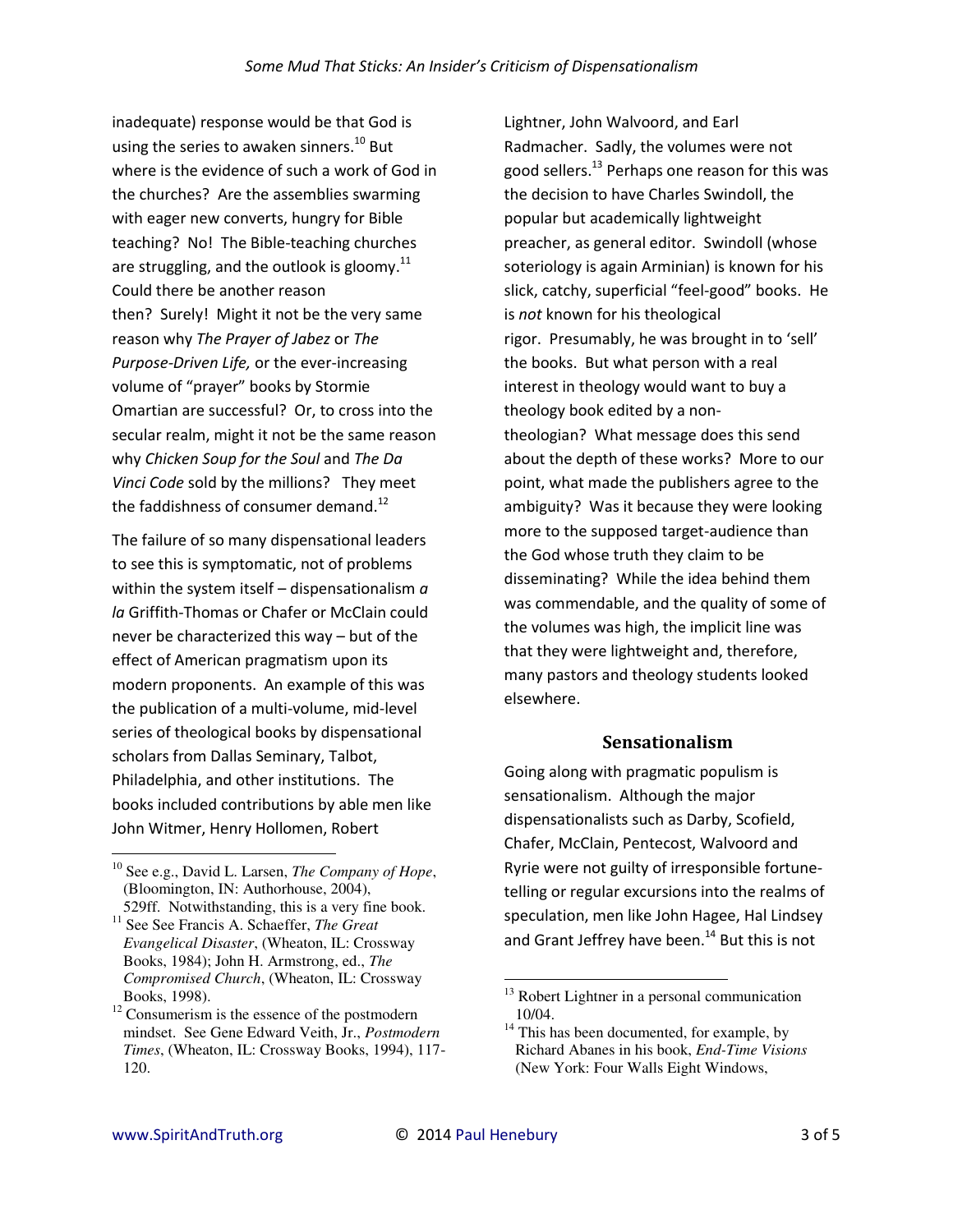inadequate) response would be that God is using the series to awaken sinners.[10] But where is the evidence of such a work of God in the churches? Are the assemblies swarming with eager new converts, hungry for Bible teaching? No! The Bible-teaching churches are struggling, and the outlook is gloomy.[11] Could there be another reason then? Surely! Might it not be the very same reason why *The Prayer of Jabez* or *The Purpose-Driven Life,* or the ever-increasing volume of "prayer" books by Stormie Omartian are successful? Or, to cross into the secular realm, might it not be the same reason why *Chicken Soup for the Soul* and *The Da Vinci Code* sold by the millions? They meet the faddishness of consumer demand.[12]

The failure of so many dispensational leaders to see this is symptomatic, not of problems within the system itself – dispensationalism *a la* Griffith-Thomas or Chafer or McClain could never be characterized this way – but of the effect of American pragmatism upon its modern proponents. An example of this was the publication of a multi-volume, mid-level series of theological books by dispensational scholars from Dallas Seminary, Talbot, Philadelphia, and other institutions. The books included contributions by able men like John Witmer, Henry Hollomen, Robert Lightner, John Walvoord, and Earl Radmacher. Sadly, the volumes were not good sellers.[13] Perhaps one reason for this was the decision to have Charles Swindoll, the popular but academically lightweight preacher, as general editor. Swindoll (whose soteriology is again Arminian) is known for his slick, catchy, superficial "feel-good" books. He is *not* known for his theological rigor. Presumably, he was brought in to 'sell' the books. But what person with a real interest in theology would want to buy a theology book edited by a non-theologian? What message does this send about the depth of these works? More to our point, what made the publishers agree to the ambiguity? Was it because they were looking more to the supposed target-audience than the God whose truth they claim to be disseminating? While the idea behind them was commendable, and the quality of some of the volumes was high, the implicit line was that they were lightweight and, therefore, many pastors and theology students looked elsewhere.

## Sensationalism

Going along with pragmatic populism is sensationalism. Although the major dispensationalists such as Darby, Scofield, Chafer, McClain, Pentecost, Walvoord and Ryrie were not guilty of irresponsible fortune-telling or regular excursions into the realms of speculation, men like John Hagee, Hal Lindsey and Grant Jeffrey have been.[14] But this is not

---

[10] See e.g., David L. Larsen, *The Company of Hope*, (Bloomington, IN: Authorhouse, 2004), 529ff. Notwithstanding, this is a very fine book.

[11] See See Francis A. Schaeffer, *The Great Evangelical Disaster*, (Wheaton, IL: Crossway Books, 1984); John H. Armstrong, ed., *The Compromised Church*, (Wheaton, IL: Crossway Books, 1998).

[12] Consumerism is the essence of the postmodern mindset. See Gene Edward Veith, Jr., *Postmodern Times*, (Wheaton, IL: Crossway Books, 1994), 117-120.

[13] Robert Lightner in a personal communication 10/04.

[14] This has been documented, for example, by Richard Abanes in his book, *End-Time Visions* (New York: Four Walls Eight Windows,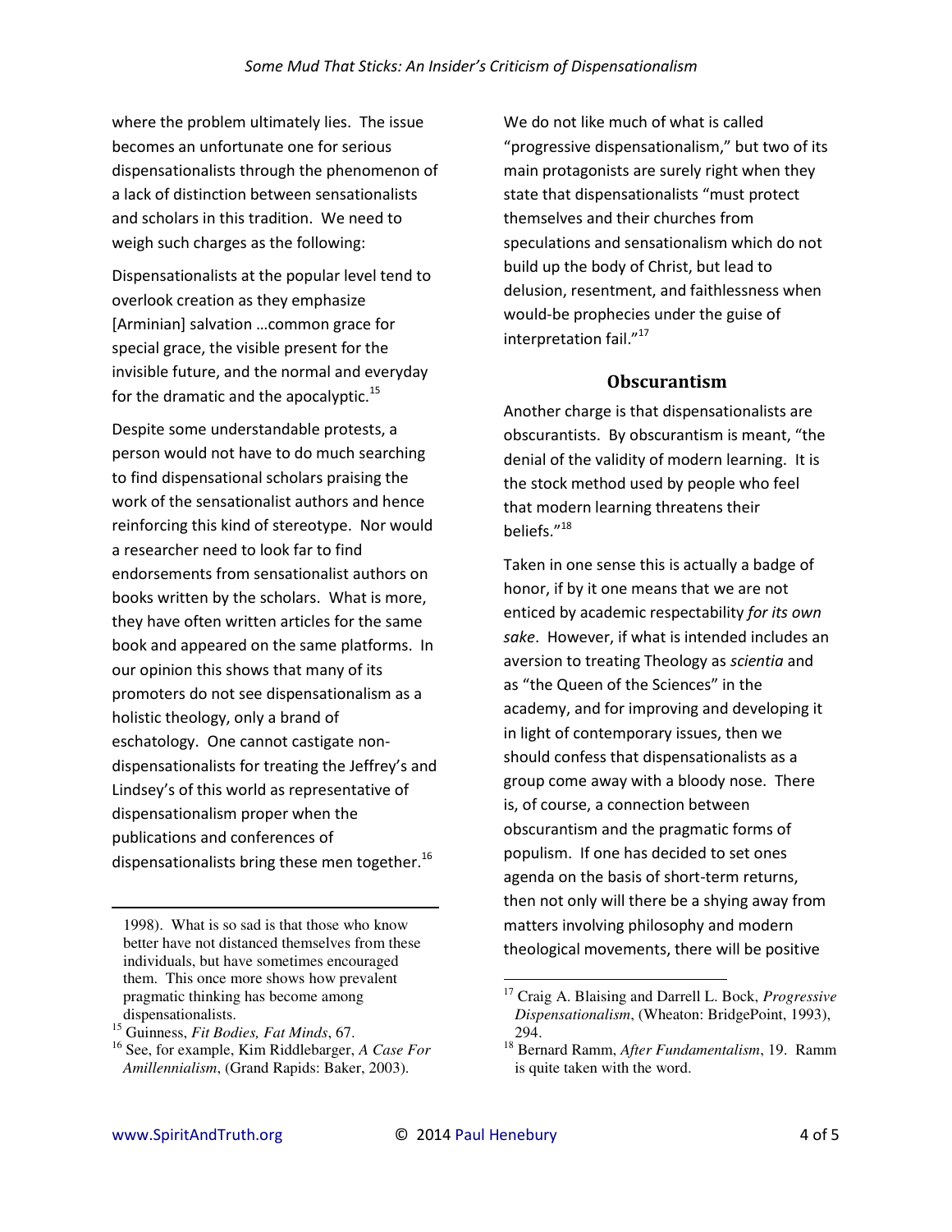where the problem ultimately lies. The issue becomes an unfortunate one for serious dispensationalists through the phenomenon of a lack of distinction between sensationalists and scholars in this tradition. We need to weigh such charges as the following:

Dispensationalists at the popular level tend to overlook creation as they emphasize [Arminian] salvation …common grace for special grace, the visible present for the invisible future, and the normal and everyday for the dramatic and the apocalyptic.[15]

Despite some understandable protests, a person would not have to do much searching to find dispensational scholars praising the work of the sensationalist authors and hence reinforcing this kind of stereotype. Nor would a researcher need to look far to find endorsements from sensationalist authors on books written by the scholars. What is more, they have often written articles for the same book and appeared on the same platforms. In our opinion this shows that many of its promoters do not see dispensationalism as a holistic theology, only a brand of eschatology. One cannot castigate non-dispensationalists for treating the Jeffrey's and Lindsey's of this world as representative of dispensationalism proper when the publications and conferences of dispensationalists bring these men together.[16]

We do not like much of what is called "progressive dispensationalism," but two of its main protagonists are surely right when they state that dispensationalists "must protect themselves and their churches from speculations and sensationalism which do not build up the body of Christ, but lead to delusion, resentment, and faithlessness when would-be prophecies under the guise of interpretation fail."[17]

## Obscurantism

Another charge is that dispensationalists are obscurantists. By obscurantism is meant, "the denial of the validity of modern learning. It is the stock method used by people who feel that modern learning threatens their beliefs."[18]

Taken in one sense this is actually a badge of honor, if by it one means that we are not enticed by academic respectability *for its own sake*. However, if what is intended includes an aversion to treating Theology as *scientia* and as "the Queen of the Sciences" in the academy, and for improving and developing it in light of contemporary issues, then we should confess that dispensationalists as a group come away with a bloody nose. There is, of course, a connection between obscurantism and the pragmatic forms of populism. If one has decided to set ones agenda on the basis of short-term returns, then not only will there be a shying away from matters involving philosophy and modern theological movements, there will be positive

---

1998). What is so sad is that those who know better have not distanced themselves from these individuals, but have sometimes encouraged them. This once more shows how prevalent pragmatic thinking has become among dispensationalists.

[15] Guinness, *Fit Bodies, Fat Minds*, 67.

[16] See, for example, Kim Riddlebarger, *A Case For Amillennialism*, (Grand Rapids: Baker, 2003).

[17] Craig A. Blaising and Darrell L. Bock, *Progressive Dispensationalism*, (Wheaton: BridgePoint, 1993), 294.

[18] Bernard Ramm, *After Fundamentalism*, 19. Ramm is quite taken with the word.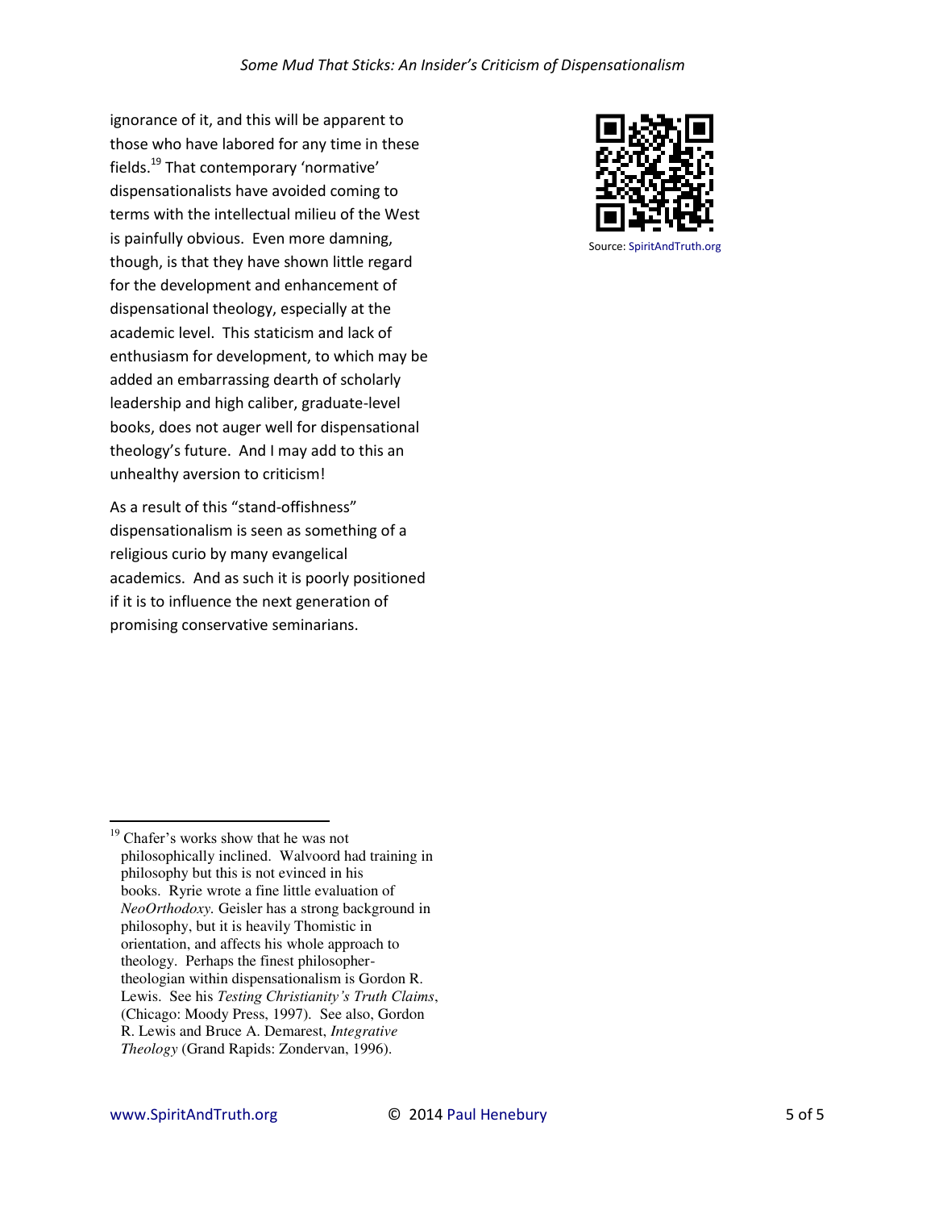ignorance of it, and this will be apparent to those who have labored for any time in these fields.[19] That contemporary 'normative' dispensationalists have avoided coming to terms with the intellectual milieu of the West is painfully obvious. Even more damning, though, is that they have shown little regard for the development and enhancement of dispensational theology, especially at the academic level. This staticism and lack of enthusiasm for development, to which may be added an embarrassing dearth of scholarly leadership and high caliber, graduate-level books, does not auger well for dispensational theology's future. And I may add to this an unhealthy aversion to criticism!

As a result of this "stand-offishness" dispensationalism is seen as something of a religious curio by many evangelical academics. And as such it is poorly positioned if it is to influence the next generation of promising conservative seminarians.

Source: SpiritAndTruth.org

---

[19] Chafer's works show that he was not philosophically inclined. Walvoord had training in philosophy but this is not evinced in his books. Ryrie wrote a fine little evaluation of *NeoOrthodoxy.* Geisler has a strong background in philosophy, but it is heavily Thomistic in orientation, and affects his whole approach to theology. Perhaps the finest philosopher-theologian within dispensationalism is Gordon R. Lewis. See his *Testing Christianity's Truth Claims*, (Chicago: Moody Press, 1997). See also, Gordon R. Lewis and Bruce A. Demarest, *Integrative Theology* (Grand Rapids: Zondervan, 1996).